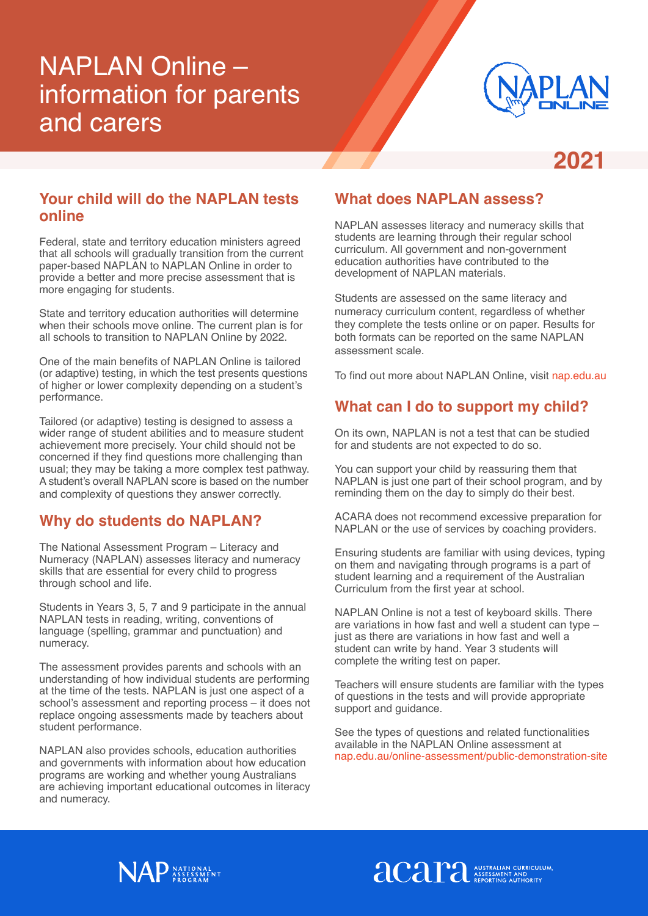# NAPLAN Online – information for parents and carers

2021

## Your child will do the NAPLAN tests online

Federal, state and territory education ministers agreed that all schools will gradually transition from the current paper-based NAPLAN to NAPLAN Online in order to provide a better and more precise assessment that is more engaging for students.

State and territory education authorities will determine when their schools move online. The current plan is for all schools to transition to NAPLAN Online by 2022.

One of the main benefits of NAPLAN Online is tailored (or adaptive) testing, in which the test presents questions of higher or lower complexity depending on a student's performance.

Tailored (or adaptive) testing is designed to assess a wider range of student abilities and to measure student achievement more precisely. Your child should not be concerned if they find questions more challenging than usual; they may be taking a more complex test pathway. A student's overall NAPLAN score is based on the number and complexity of questions they answer correctly.

## Why do students do NAPLAN?

The National Assessment Program – Literacy and Numeracy (NAPLAN) assesses literacy and numeracy skills that are essential for every child to progress through school and life.

Students in Years 3, 5, 7 and 9 participate in the annual NAPLAN tests in reading, writing, conventions of language (spelling, grammar and punctuation) and numeracy.

The assessment provides parents and schools with an understanding of how individual students are performing at the time of the tests. NAPLAN is just one aspect of a school's assessment and reporting process – it does not replace ongoing assessments made by teachers about student performance.

NAPLAN also provides schools, education authorities and governments with information about how education programs are working and whether young Australians are achieving important educational outcomes in literacy and numeracy.

## What does NAPLAN assess?

NAPLAN assesses literacy and numeracy skills that students are learning through their regular school curriculum. All government and non-government education authorities have contributed to the development of NAPLAN materials.

Students are assessed on the same literacy and numeracy curriculum content, regardless of whether they complete the tests online or on paper. Results for both formats can be reported on the same NAPLAN assessment scale.

To find out more about NAPLAN Online, visit nap.edu.au

## What can I do to support my child?

On its own, NAPLAN is not a test that can be studied for and students are not expected to do so.

You can support your child by reassuring them that NAPLAN is just one part of their school program, and by reminding them on the day to simply do their best.

ACARA does not recommend excessive preparation for NAPLAN or the use of services by coaching providers.

Ensuring students are familiar with using devices, typing on them and navigating through programs is a part of student learning and a requirement of the Australian Curriculum from the first year at school.

NAPLAN Online is not a test of keyboard skills. There are variations in how fast and well a student can type – just as there are variations in how fast and well a student can write by hand. Year 3 students will complete the writing test on paper.

Teachers will ensure students are familiar with the types of questions in the tests and will provide appropriate support and guidance.

See the types of questions and related functionalities available in the NAPLAN Online assessment at nap.edu.au/online-assessment/public-demonstration-site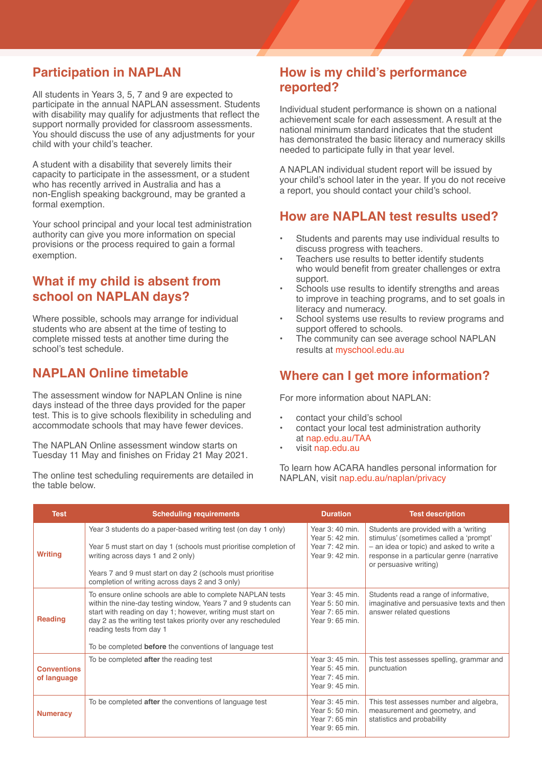## Participation in NAPLAN

All students in Years 3, 5, 7 and 9 are expected to participate in the annual NAPLAN assessment. Students with disability may qualify for adjustments that reflect the support normally provided for classroom assessments. You should discuss the use of any adjustments for your child with your child's teacher.

A student with a disability that severely limits their capacity to participate in the assessment, or a student who has recently arrived in Australia and has a non-English speaking background, may be granted a formal exemption.

Your school principal and your local test administration authority can give you more information on special provisions or the process required to gain a formal exemption.

## What if my child is absent from school on NAPLAN days?

Where possible, schools may arrange for individual students who are absent at the time of testing to complete missed tests at another time during the school's test schedule.

## NAPLAN Online timetable

The assessment window for NAPLAN Online is nine days instead of the three days provided for the paper test. This is to give schools flexibility in scheduling and accommodate schools that may have fewer devices.

The NAPLAN Online assessment window starts on Tuesday 11 May and finishes on Friday 21 May 2021.

The online test scheduling requirements are detailed in the table below.

## How is my child's performance reported?

Individual student performance is shown on a national achievement scale for each assessment. A result at the national minimum standard indicates that the student has demonstrated the basic literacy and numeracy skills needed to participate fully in that year level.

A NAPLAN individual student report will be issued by your child's school later in the year. If you do not receive a report, you should contact your child's school.

## How are NAPLAN test results used?

- Students and parents may use individual results to discuss progress with teachers.
- Teachers use results to better identify students who would benefit from greater challenges or extra support.
- Schools use results to identify strengths and areas to improve in teaching programs, and to set goals in literacy and numeracy.
- School systems use results to review programs and support offered to schools.
- The community can see average school NAPLAN results at myschool.edu.au

## Where can I get more information?

For more information about NAPLAN:

- contact your child's school
- contact your local test administration authority at nap.edu.au/TAA
- visit nap.edu.au

To learn how ACARA handles personal information for NAPLAN, visit nap.edu.au/naplan/privacy

| Test | Scheduling requirements | Duration | Test description |
|---|---|---|---|
| **Writing** | Year 3 students do a paper-based writing test (on day 1 only)<br><br>Year 5 must start on day 1 (schools must prioritise completion of writing across days 1 and 2 only)<br><br>Years 7 and 9 must start on day 2 (schools must prioritise completion of writing across days 2 and 3 only) | Year 3: 40 min.<br>Year 5: 42 min.<br>Year 7: 42 min.<br>Year 9: 42 min. | Students are provided with a 'writing stimulus' (sometimes called a 'prompt' – an idea or topic) and asked to write a response in a particular genre (narrative or persuasive writing) |
| **Reading** | To ensure online schools are able to complete NAPLAN tests within the nine-day testing window, Years 7 and 9 students can start with reading on day 1; however, writing must start on day 2 as the writing test takes priority over any rescheduled reading tests from day 1<br><br>To be completed **before** the conventions of language test | Year 3: 45 min.<br>Year 5: 50 min.<br>Year 7: 65 min.<br>Year 9: 65 min. | Students read a range of informative, imaginative and persuasive texts and then answer related questions |
| **Conventions of language** | To be completed **after** the reading test | Year 3: 45 min.<br>Year 5: 45 min.<br>Year 7: 45 min.<br>Year 9: 45 min. | This test assesses spelling, grammar and punctuation |
| **Numeracy** | To be completed **after** the conventions of language test | Year 3: 45 min.<br>Year 5: 50 min.<br>Year 7: 65 min<br>Year 9: 65 min. | This test assesses number and algebra, measurement and geometry, and statistics and probability |